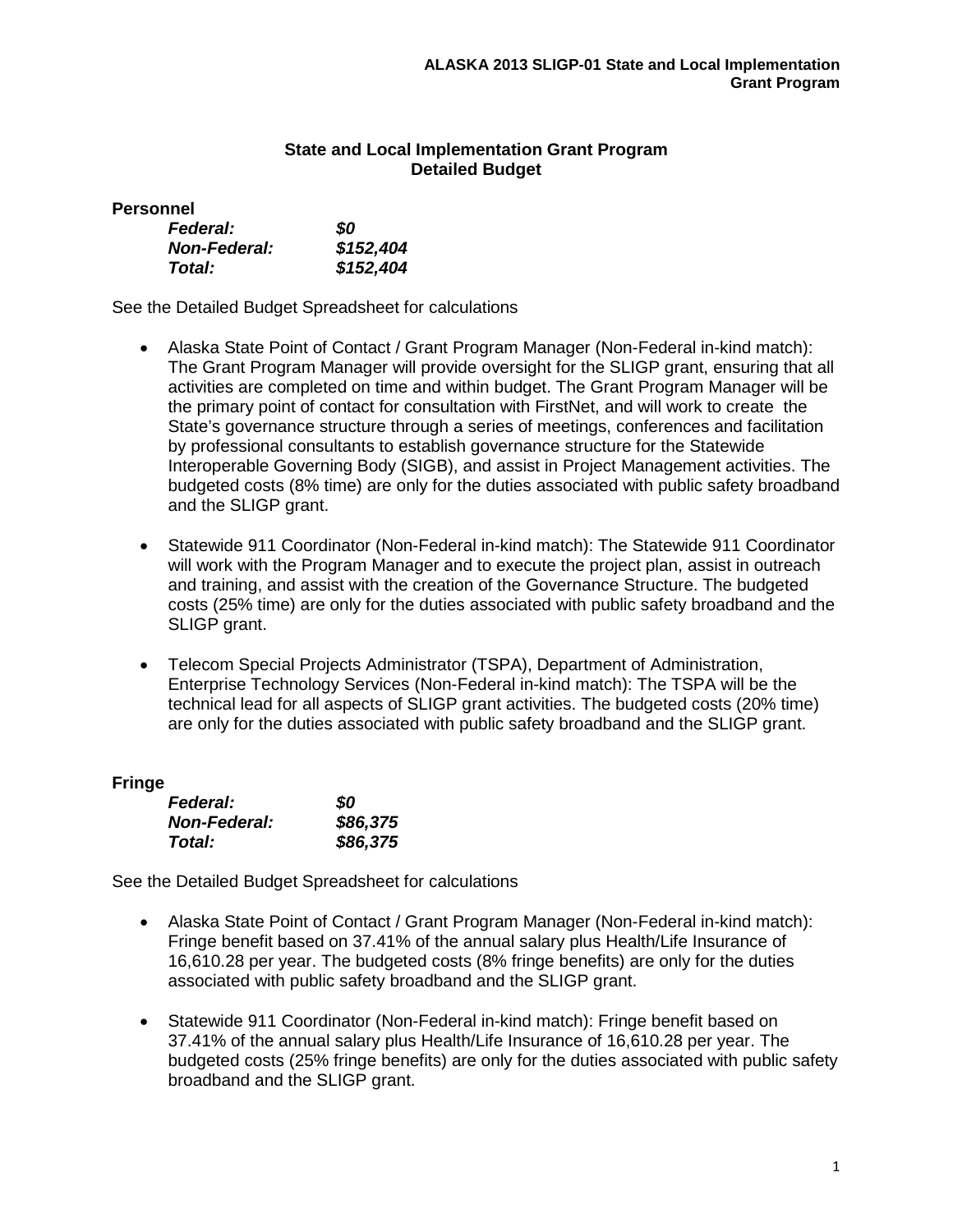## State and Local Implementation Grant Program
## Detailed Budget

### Personnel

|  |  |
|---|---|
| ***Federal:*** | ***$0*** |
| ***Non-Federal:*** | ***$152,404*** |
| ***Total:*** | ***$152,404*** |

See the Detailed Budget Spreadsheet for calculations

- Alaska State Point of Contact / Grant Program Manager (Non-Federal in-kind match): The Grant Program Manager will provide oversight for the SLIGP grant, ensuring that all activities are completed on time and within budget. The Grant Program Manager will be the primary point of contact for consultation with FirstNet, and will work to create the State's governance structure through a series of meetings, conferences and facilitation by professional consultants to establish governance structure for the Statewide Interoperable Governing Body (SIGB), and assist in Project Management activities. The budgeted costs (8% time) are only for the duties associated with public safety broadband and the SLIGP grant.

- Statewide 911 Coordinator (Non-Federal in-kind match): The Statewide 911 Coordinator will work with the Program Manager and to execute the project plan, assist in outreach and training, and assist with the creation of the Governance Structure. The budgeted costs (25% time) are only for the duties associated with public safety broadband and the SLIGP grant.

- Telecom Special Projects Administrator (TSPA), Department of Administration, Enterprise Technology Services (Non-Federal in-kind match): The TSPA will be the technical lead for all aspects of SLIGP grant activities. The budgeted costs (20% time) are only for the duties associated with public safety broadband and the SLIGP grant.

### Fringe

|  |  |
|---|---|
| ***Federal:*** | ***$0*** |
| ***Non-Federal:*** | ***$86,375*** |
| ***Total:*** | ***$86,375*** |

See the Detailed Budget Spreadsheet for calculations

- Alaska State Point of Contact / Grant Program Manager (Non-Federal in-kind match): Fringe benefit based on 37.41% of the annual salary plus Health/Life Insurance of 16,610.28 per year. The budgeted costs (8% fringe benefits) are only for the duties associated with public safety broadband and the SLIGP grant.

- Statewide 911 Coordinator (Non-Federal in-kind match): Fringe benefit based on 37.41% of the annual salary plus Health/Life Insurance of 16,610.28 per year. The budgeted costs (25% fringe benefits) are only for the duties associated with public safety broadband and the SLIGP grant.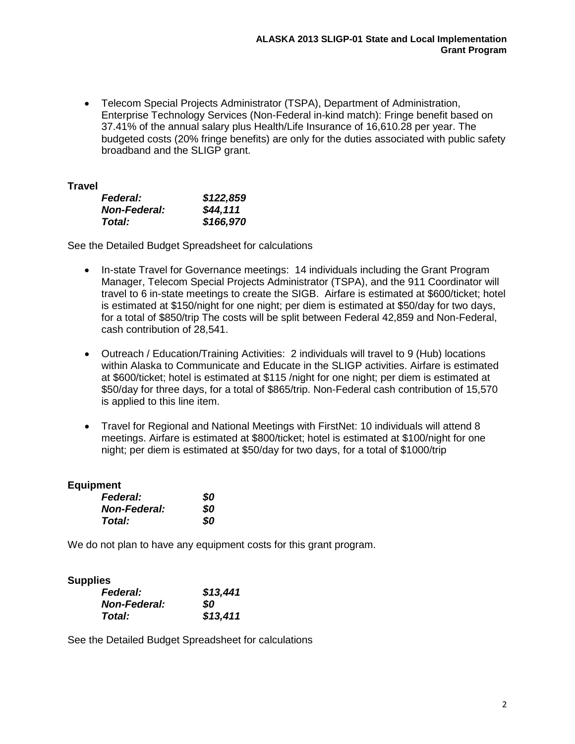- Telecom Special Projects Administrator (TSPA), Department of Administration, Enterprise Technology Services (Non-Federal in-kind match): Fringe benefit based on 37.41% of the annual salary plus Health/Life Insurance of 16,610.28 per year. The budgeted costs (20% fringe benefits) are only for the duties associated with public safety broadband and the SLIGP grant.

### Travel

| | |
|---|---|
| ***Federal:*** | ***$122,859*** |
| ***Non-Federal:*** | ***$44,111*** |
| ***Total:*** | ***$166,970*** |

See the Detailed Budget Spreadsheet for calculations

- In-state Travel for Governance meetings: 14 individuals including the Grant Program Manager, Telecom Special Projects Administrator (TSPA), and the 911 Coordinator will travel to 6 in-state meetings to create the SIGB. Airfare is estimated at $600/ticket; hotel is estimated at $150/night for one night; per diem is estimated at $50/day for two days, for a total of $850/trip The costs will be split between Federal 42,859 and Non-Federal, cash contribution of 28,541.

- Outreach / Education/Training Activities: 2 individuals will travel to 9 (Hub) locations within Alaska to Communicate and Educate in the SLIGP activities. Airfare is estimated at $600/ticket; hotel is estimated at $115 /night for one night; per diem is estimated at $50/day for three days, for a total of $865/trip. Non-Federal cash contribution of 15,570 is applied to this line item.

- Travel for Regional and National Meetings with FirstNet: 10 individuals will attend 8 meetings. Airfare is estimated at $800/ticket; hotel is estimated at $100/night for one night; per diem is estimated at $50/day for two days, for a total of $1000/trip

### Equipment

| | |
|---|---|
| ***Federal:*** | ***$0*** |
| ***Non-Federal:*** | ***$0*** |
| ***Total:*** | ***$0*** |

We do not plan to have any equipment costs for this grant program.

### Supplies

| | |
|---|---|
| ***Federal:*** | ***$13,441*** |
| ***Non-Federal:*** | ***$0*** |
| ***Total:*** | ***$13,411*** |

See the Detailed Budget Spreadsheet for calculations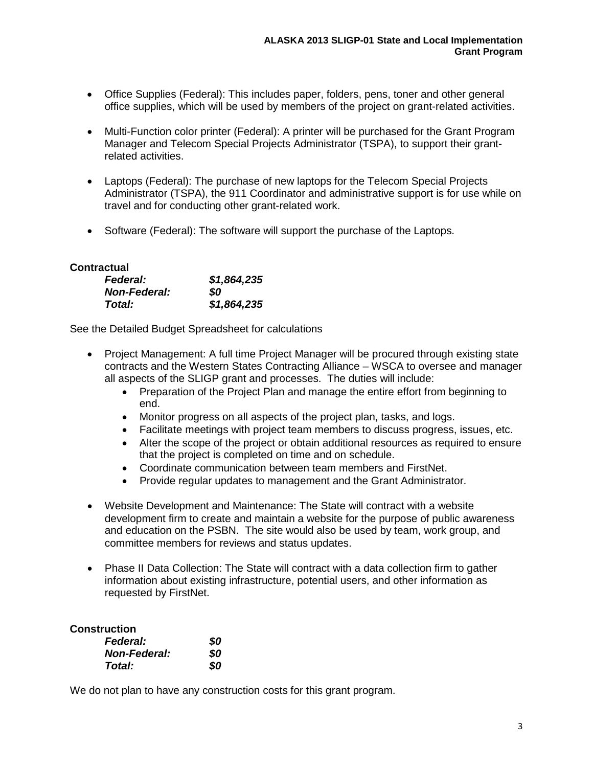- Office Supplies (Federal): This includes paper, folders, pens, toner and other general office supplies, which will be used by members of the project on grant-related activities.

- Multi-Function color printer (Federal): A printer will be purchased for the Grant Program Manager and Telecom Special Projects Administrator (TSPA), to support their grant-related activities.

- Laptops (Federal): The purchase of new laptops for the Telecom Special Projects Administrator (TSPA), the 911 Coordinator and administrative support is for use while on travel and for conducting other grant-related work.

- Software (Federal): The software will support the purchase of the Laptops.

**Contractual**

| | |
|---|---|
| ***Federal:*** | ***$1,864,235*** |
| ***Non-Federal:*** | ***$0*** |
| ***Total:*** | ***$1,864,235*** |

See the Detailed Budget Spreadsheet for calculations

- Project Management: A full time Project Manager will be procured through existing state contracts and the Western States Contracting Alliance – WSCA to oversee and manager all aspects of the SLIGP grant and processes. The duties will include:
  - Preparation of the Project Plan and manage the entire effort from beginning to end.
  - Monitor progress on all aspects of the project plan, tasks, and logs.
  - Facilitate meetings with project team members to discuss progress, issues, etc.
  - Alter the scope of the project or obtain additional resources as required to ensure that the project is completed on time and on schedule.
  - Coordinate communication between team members and FirstNet.
  - Provide regular updates to management and the Grant Administrator.

- Website Development and Maintenance: The State will contract with a website development firm to create and maintain a website for the purpose of public awareness and education on the PSBN. The site would also be used by team, work group, and committee members for reviews and status updates.

- Phase II Data Collection: The State will contract with a data collection firm to gather information about existing infrastructure, potential users, and other information as requested by FirstNet.

**Construction**

| | |
|---|---|
| ***Federal:*** | ***$0*** |
| ***Non-Federal:*** | ***$0*** |
| ***Total:*** | ***$0*** |

We do not plan to have any construction costs for this grant program.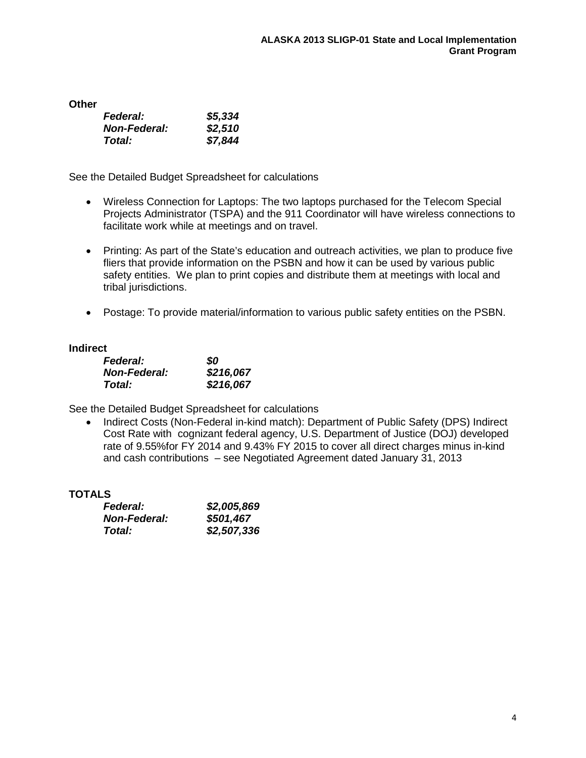**Other**

| | |
|---|---|
| ***Federal:*** | ***$5,334*** |
| ***Non-Federal:*** | ***$2,510*** |
| ***Total:*** | ***$7,844*** |

See the Detailed Budget Spreadsheet for calculations

- Wireless Connection for Laptops: The two laptops purchased for the Telecom Special Projects Administrator (TSPA) and the 911 Coordinator will have wireless connections to facilitate work while at meetings and on travel.

- Printing: As part of the State's education and outreach activities, we plan to produce five fliers that provide information on the PSBN and how it can be used by various public safety entities. We plan to print copies and distribute them at meetings with local and tribal jurisdictions.

- Postage: To provide material/information to various public safety entities on the PSBN.

**Indirect**

| | |
|---|---|
| ***Federal:*** | ***$0*** |
| ***Non-Federal:*** | ***$216,067*** |
| ***Total:*** | ***$216,067*** |

See the Detailed Budget Spreadsheet for calculations

- Indirect Costs (Non-Federal in-kind match): Department of Public Safety (DPS) Indirect Cost Rate with cognizant federal agency, U.S. Department of Justice (DOJ) developed rate of 9.55%for FY 2014 and 9.43% FY 2015 to cover all direct charges minus in-kind and cash contributions – see Negotiated Agreement dated January 31, 2013

**TOTALS**

| | |
|---|---|
| ***Federal:*** | ***$2,005,869*** |
| ***Non-Federal:*** | ***$501,467*** |
| ***Total:*** | ***$2,507,336*** |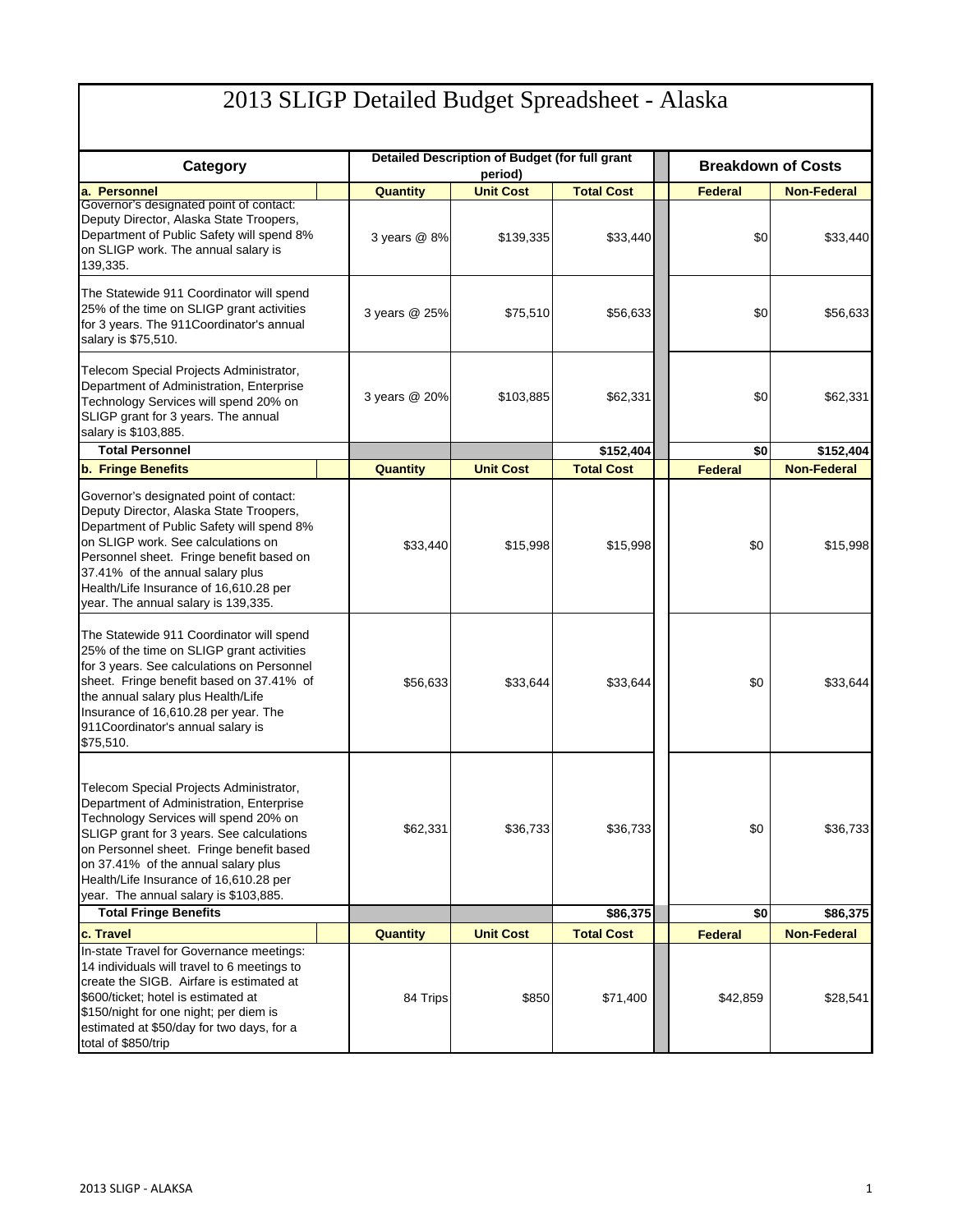# 2013 SLIGP Detailed Budget Spreadsheet - Alaska

| Category | Detailed Description of Budget (for full grant period) | | | Breakdown of Costs | |
|---|---|---|---|---|---|
| **a. Personnel** | **Quantity** | **Unit Cost** | **Total Cost** | **Federal** | **Non-Federal** |
| Governor's designated point of contact: Deputy Director, Alaska State Troopers, Department of Public Safety will spend 8% on SLIGP work. The annual salary is 139,335. | 3 years @ 8% | $139,335 | $33,440 | $0 | $33,440 |
| The Statewide 911 Coordinator will spend 25% of the time on SLIGP grant activities for 3 years. The 911Coordinator's annual salary is $75,510. | 3 years @ 25% | $75,510 | $56,633 | $0 | $56,633 |
| Telecom Special Projects Administrator, Department of Administration, Enterprise Technology Services will spend 20% on SLIGP grant for 3 years. The annual salary is $103,885. | 3 years @ 20% | $103,885 | $62,331 | $0 | $62,331 |
| **Total Personnel** | | | **$152,404** | **$0** | **$152,404** |
| **b. Fringe Benefits** | **Quantity** | **Unit Cost** | **Total Cost** | **Federal** | **Non-Federal** |
| Governor's designated point of contact: Deputy Director, Alaska State Troopers, Department of Public Safety will spend 8% on SLIGP work. See calculations on Personnel sheet. Fringe benefit based on 37.41% of the annual salary plus Health/Life Insurance of 16,610.28 per year. The annual salary is 139,335. | $33,440 | $15,998 | $15,998 | $0 | $15,998 |
| The Statewide 911 Coordinator will spend 25% of the time on SLIGP grant activities for 3 years. See calculations on Personnel sheet. Fringe benefit based on 37.41% of the annual salary plus Health/Life Insurance of 16,610.28 per year. The 911Coordinator's annual salary is $75,510. | $56,633 | $33,644 | $33,644 | $0 | $33,644 |
| Telecom Special Projects Administrator, Department of Administration, Enterprise Technology Services will spend 20% on SLIGP grant for 3 years. See calculations on Personnel sheet. Fringe benefit based on 37.41% of the annual salary plus Health/Life Insurance of 16,610.28 per year. The annual salary is $103,885. | $62,331 | $36,733 | $36,733 | $0 | $36,733 |
| **Total Fringe Benefits** | | | **$86,375** | **$0** | **$86,375** |
| **c. Travel** | **Quantity** | **Unit Cost** | **Total Cost** | **Federal** | **Non-Federal** |
| In-state Travel for Governance meetings: 14 individuals will travel to 6 meetings to create the SIGB. Airfare is estimated at $600/ticket; hotel is estimated at $150/night for one night; per diem is estimated at $50/day for two days, for a total of $850/trip | 84 Trips | $850 | $71,400 | $42,859 | $28,541 |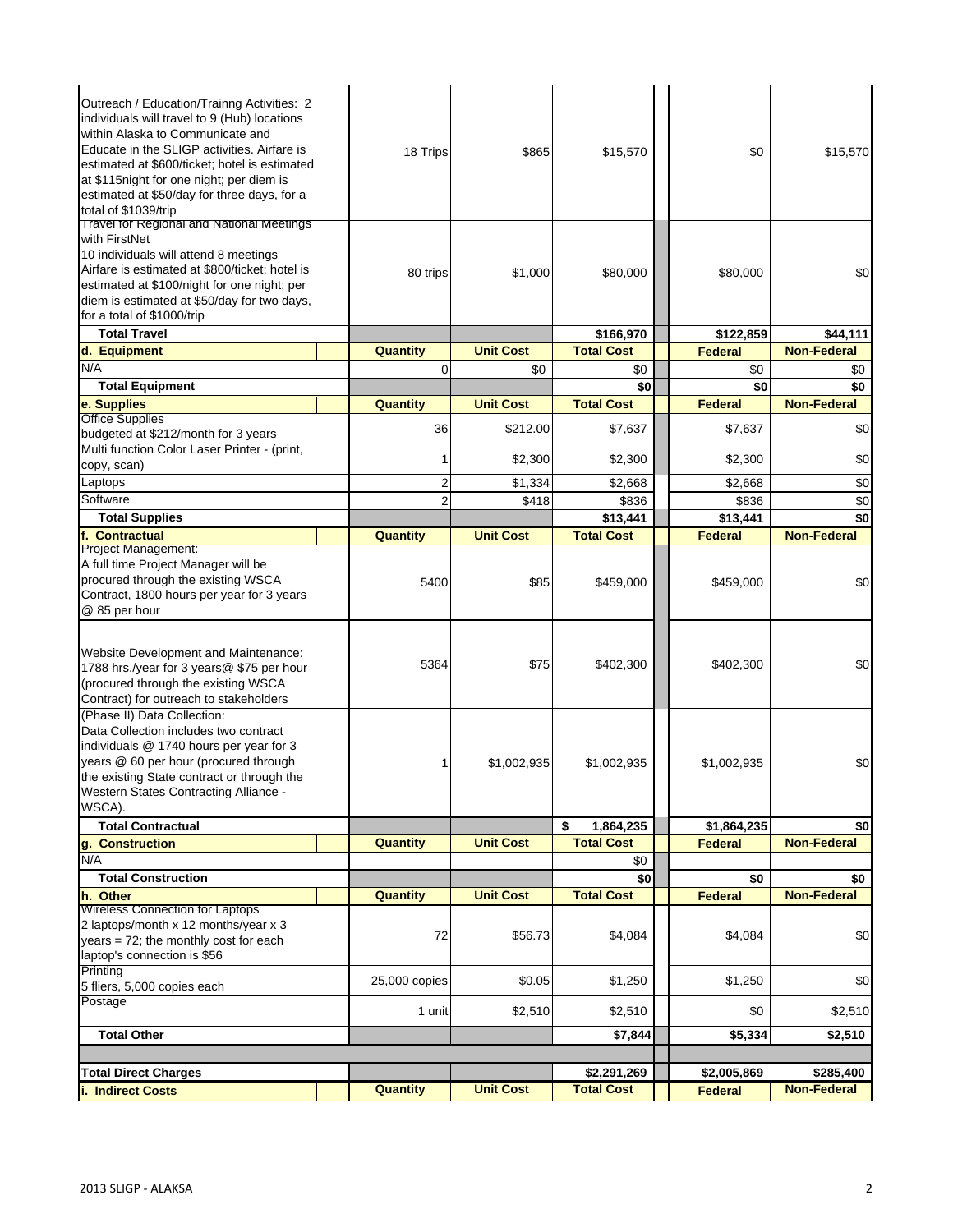| | Quantity | Unit Cost | Total Cost | Federal | Non-Federal |
|---|---|---|---|---|---|
| Outreach / Education/Trainng Activities: 2 individuals will travel to 9 (Hub) locations within Alaska to Communicate and Educate in the SLIGP activities. Airfare is estimated at $600/ticket; hotel is estimated at $115night for one night; per diem is estimated at $50/day for three days, for a total of $1039/trip | 18 Trips | $865 | $15,570 | $0 | $15,570 |
| Travel for Regional and National Meetings with FirstNet 10 individuals will attend 8 meetings Airfare is estimated at $800/ticket; hotel is estimated at $100/night for one night; per diem is estimated at $50/day for two days, for a total of $1000/trip | 80 trips | $1,000 | $80,000 | $80,000 | $0 |
| **Total Travel** | | | **$166,970** | **$122,859** | **$44,111** |
| **d. Equipment** | **Quantity** | **Unit Cost** | **Total Cost** | **Federal** | **Non-Federal** |
| N/A | 0 | $0 | $0 | $0 | $0 |
| **Total Equipment** | | | **$0** | **$0** | **$0** |
| **e. Supplies** | **Quantity** | **Unit Cost** | **Total Cost** | **Federal** | **Non-Federal** |
| Office Supplies budgeted at $212/month for 3 years | 36 | $212.00 | $7,637 | $7,637 | $0 |
| Multi function Color Laser Printer - (print, copy, scan) | 1 | $2,300 | $2,300 | $2,300 | $0 |
| Laptops | 2 | $1,334 | $2,668 | $2,668 | $0 |
| Software | 2 | $418 | $836 | $836 | $0 |
| **Total Supplies** | | | **$13,441** | **$13,441** | **$0** |
| **f. Contractual** | **Quantity** | **Unit Cost** | **Total Cost** | **Federal** | **Non-Federal** |
| Project Management: A full time Project Manager will be procured through the existing WSCA Contract, 1800 hours per year for 3 years @ 85 per hour | 5400 | $85 | $459,000 | $459,000 | $0 |
| Website Development and Maintenance: 1788 hrs./year for 3 years@ $75 per hour (procured through the existing WSCA Contract) for outreach to stakeholders | 5364 | $75 | $402,300 | $402,300 | $0 |
| (Phase II) Data Collection: Data Collection includes two contract individuals @ 1740 hours per year for 3 years @ 60 per hour (procured through the existing State contract or through the Western States Contracting Alliance - WSCA). | 1 | $1,002,935 | $1,002,935 | $1,002,935 | $0 |
| **Total Contractual** | | | **$ 1,864,235** | **$1,864,235** | **$0** |
| **g. Construction** | **Quantity** | **Unit Cost** | **Total Cost** | **Federal** | **Non-Federal** |
| N/A | | | $0 | | |
| **Total Construction** | | | **$0** | **$0** | **$0** |
| **h. Other** | **Quantity** | **Unit Cost** | **Total Cost** | **Federal** | **Non-Federal** |
| Wireless Connection for Laptops 2 laptops/month x 12 months/year x 3 years = 72; the monthly cost for each laptop's connection is $56 | 72 | $56.73 | $4,084 | $4,084 | $0 |
| Printing 5 fliers, 5,000 copies each | 25,000 copies | $0.05 | $1,250 | $1,250 | $0 |
| Postage | 1 unit | $2,510 | $2,510 | $0 | $2,510 |
| **Total Other** | | | **$7,844** | **$5,334** | **$2,510** |
| | | | | | |
| **Total Direct Charges** | | | **$2,291,269** | **$2,005,869** | **$285,400** |
| **i. Indirect Costs** | **Quantity** | **Unit Cost** | **Total Cost** | **Federal** | **Non-Federal** |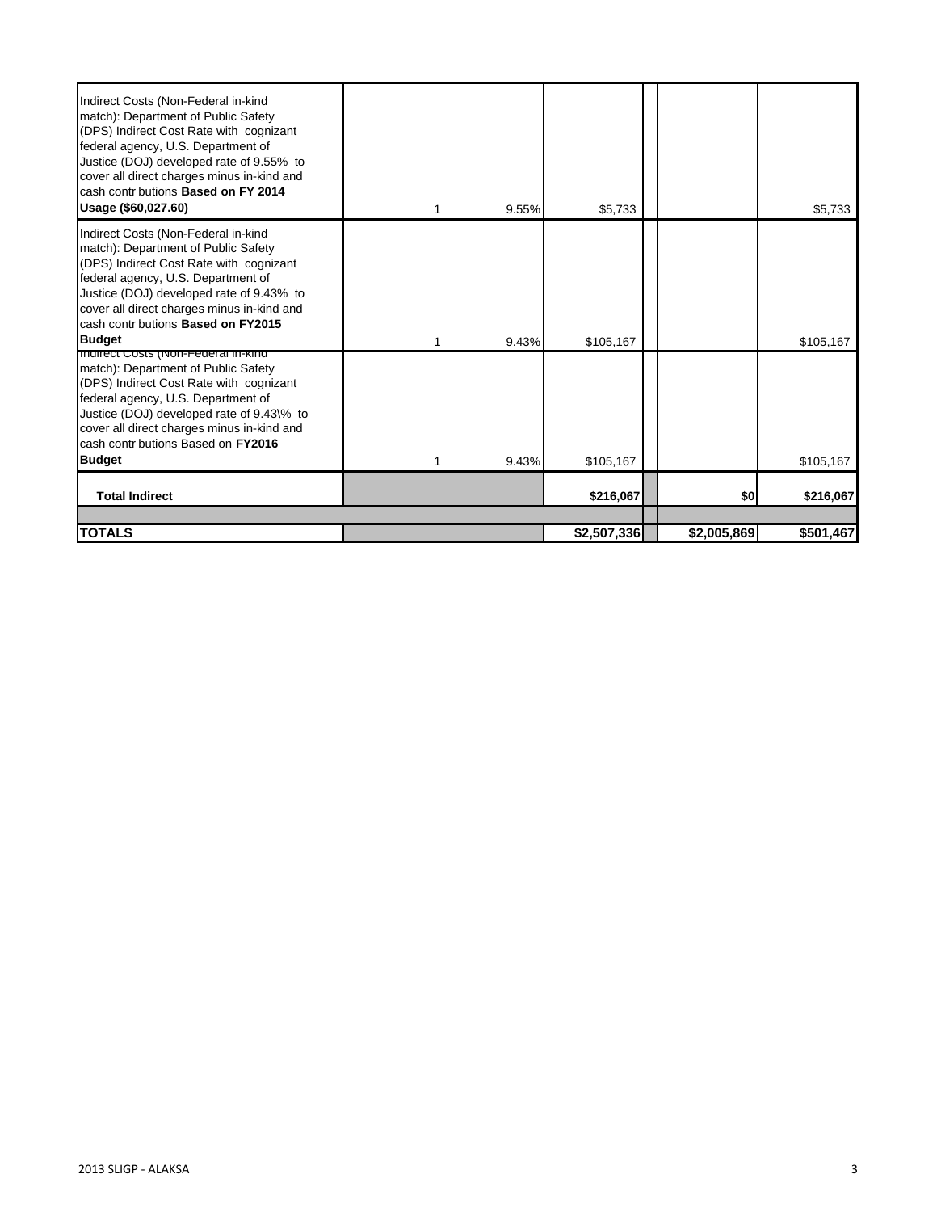| | | | | | | |
|---|---|---|---|---|---|---|
| Indirect Costs (Non-Federal in-kind match): Department of Public Safety (DPS) Indirect Cost Rate with cognizant federal agency, U.S. Department of Justice (DOJ) developed rate of 9.55% to cover all direct charges minus in-kind and cash contr butions **Based on FY 2014 Usage ($60,027.60)** | 1 | 9.55% | $5,733 | | | $5,733 |
| Indirect Costs (Non-Federal in-kind match): Department of Public Safety (DPS) Indirect Cost Rate with cognizant federal agency, U.S. Department of Justice (DOJ) developed rate of 9.43% to cover all direct charges minus in-kind and cash contr butions **Based on FY2015 Budget** | 1 | 9.43% | $105,167 | | | $105,167 |
| Indirect Costs (Non-Federal in-kind match): Department of Public Safety (DPS) Indirect Cost Rate with cognizant federal agency, U.S. Department of Justice (DOJ) developed rate of 9.43\% to cover all direct charges minus in-kind and cash contr butions Based on **FY2016 Budget** | 1 | 9.43% | $105,167 | | | $105,167 |
| **Total Indirect** | | | **$216,067** | | **$0** | **$216,067** |
| | | | | | | |
| **TOTALS** | | | **$2,507,336** | | **$2,005,869** | **$501,467** |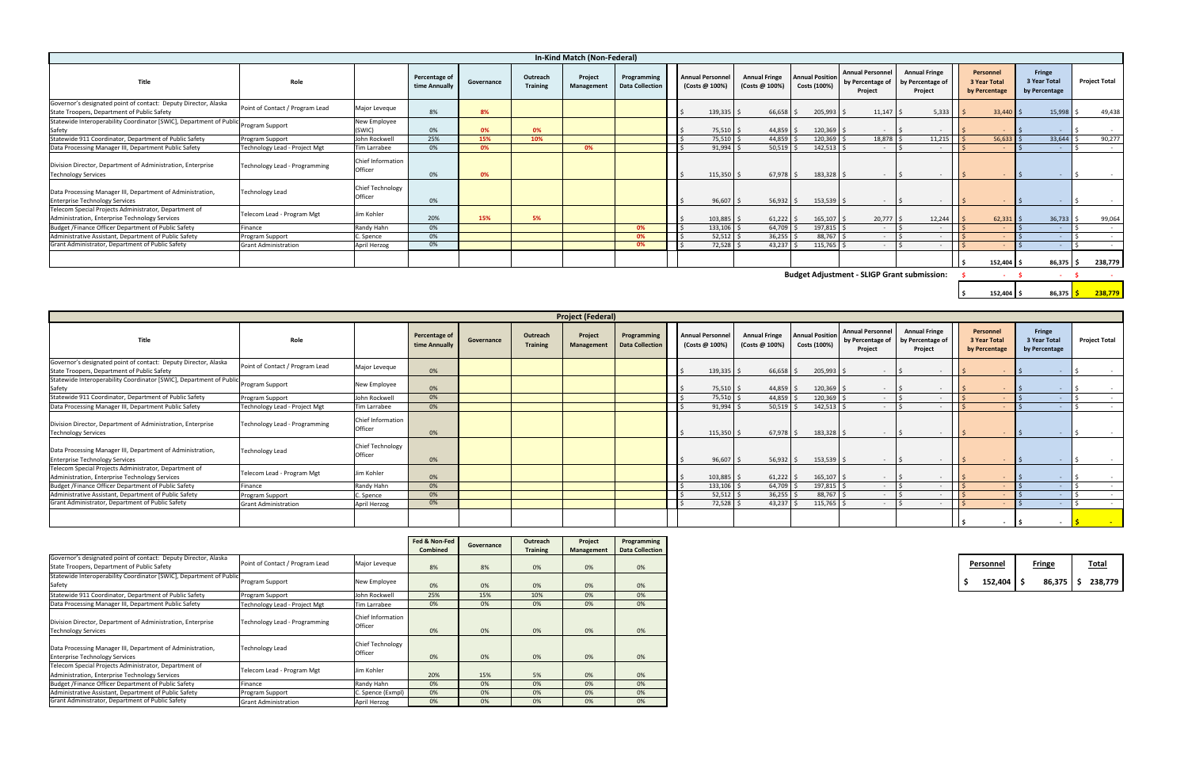## In-Kind Match (Non-Federal)

| Title | Role | | Percentage of time Annually | Governance | Outreach Training | Project Management | Programming Data Collection | Annual Personnel (Costs @ 100%) | Annual Fringe (Costs @ 100%) | Annual Position Costs (100%) | Annual Personnel by Percentage of Project | Annual Fringe by Percentage of Project | Personnel 3 Year Total by Percentage | Fringe 3 Year Total by Percentage | Project Total |
|---|---|---|---|---|---|---|---|---|---|---|---|---|---|---|---|
| Governor's designated point of contact: Deputy Director, Alaska State Troopers, Department of Public Safety | Point of Contact / Program Lead | Major Leveque | 8% | 8% | | | | $ 139,335 | $ 66,658 | $ 205,993 | $ 11,147 | $ 5,333 | $ 33,440 | $ 15,998 | $ 49,438 |
| Statewide Interoperability Coordinator [SWIC], Department of Public Safety | Program Support | New Employee (SWIC) | 0% | 0% | 0% | | | $ 75,510 | $ 44,859 | $ 120,369 | $ - | $ - | $ - | $ - | $ - |
| Statewide 911 Coordinator, Department of Public Safety | Program Support | John Rockwell | 25% | 15% | 10% | | | $ 75,510 | $ 44,859 | $ 120,369 | $ 18,878 | $ 11,215 | $ 56,633 | $ 33,644 | $ 90,277 |
| Data Processing Manager III, Department Public Safety | Technology Lead - Project Mgt | Tim Larrabee | 0% | 0% | | 0% | | $ 91,994 | $ 50,519 | $ 142,513 | $ - | $ - | $ - | $ - | $ - |
| Division Director, Department of Administration, Enterprise Technology Services | Technology Lead - Programming | Chief Information Officer | 0% | 0% | | | | $ 115,350 | $ 67,978 | $ 183,328 | $ - | $ - | $ - | $ - | $ - |
| Data Processing Manager III, Department of Administration, Enterprise Technology Services | Technology Lead | Chief Technology Officer | 0% | | | | | $ 96,607 | $ 56,932 | $ 153,539 | $ - | $ - | $ - | $ - | $ - |
| Telecom Special Projects Administrator, Department of Administration, Enterprise Technology Services | Telecom Lead - Program Mgt | Jim Kohler | 20% | 15% | 5% | | | $ 103,885 | $ 61,222 | $ 165,107 | $ 20,777 | $ 12,244 | $ 62,331 | $ 36,733 | $ 99,064 |
| Budget /Finance Officer Department of Public Safety | Finance | Randy Hahn | 0% | | | | 0% | $ 133,106 | $ 64,709 | $ 197,815 | $ - | $ - | $ - | $ - | $ - |
| Administrative Assistant, Department of Public Safety | Program Support | C. Spence | 0% | | | | 0% | $ 52,512 | $ 36,255 | $ 88,767 | $ - | $ - | $ - | $ - | $ - |
| Grant Administrator, Department of Public Safety | Grant Administration | April Herzog | 0% | | | | 0% | $ 72,528 | $ 43,237 | $ 115,765 | $ - | $ - | $ - | $ - | $ - |
| | | | | | | | | | | | | | $ 152,404 | $ 86,375 | $ 238,779 |
| | | | | | | | | | | | **Budget Adjustment - SLIGP Grant submission:** | | $ - | $ - | $ - |
| | | | | | | | | | | | | | $ 152,404 | $ 86,375 | $ 238,779 |

## Project (Federal)

| Title | Role | | Percentage of time Annually | Governance | Outreach Training | Project Management | Programming Data Collection | Annual Personnel (Costs @ 100%) | Annual Fringe (Costs @ 100%) | Annual Position Costs (100%) | Annual Personnel by Percentage of Project | Annual Fringe by Percentage of Project | Personnel 3 Year Total by Percentage | Fringe 3 Year Total by Percentage | Project Total |
|---|---|---|---|---|---|---|---|---|---|---|---|---|---|---|---|
| Governor's designated point of contact: Deputy Director, Alaska State Troopers, Department of Public Safety | Point of Contact / Program Lead | Major Leveque | 0% | | | | | $ 139,335 | $ 66,658 | $ 205,993 | $ - | $ - | $ - | $ - | $ - |
| Statewide Interoperability Coordinator [SWIC], Department of Public Safety | Program Support | New Employee | 0% | | | | | $ 75,510 | $ 44,859 | $ 120,369 | $ - | $ - | $ - | $ - | $ - |
| Statewide 911 Coordinator, Department of Public Safety | Program Support | John Rockwell | 0% | | | | | $ 75,510 | $ 44,859 | $ 120,369 | $ - | $ - | $ - | $ - | $ - |
| Data Processing Manager III, Department Public Safety | Technology Lead - Project Mgt | Tim Larrabee | 0% | | | | | $ 91,994 | $ 50,519 | $ 142,513 | $ - | $ - | $ - | $ - | $ - |
| Division Director, Department of Administration, Enterprise Technology Services | Technology Lead - Programming | Chief Information Officer | 0% | | | | | $ 115,350 | $ 67,978 | $ 183,328 | $ - | $ - | $ - | $ - | $ - |
| Data Processing Manager III, Department of Administration, Enterprise Technology Services | Technology Lead | Chief Technology Officer | 0% | | | | | $ 96,607 | $ 56,932 | $ 153,539 | $ - | $ - | $ - | $ - | $ - |
| Telecom Special Projects Administrator, Department of Administration, Enterprise Technology Services | Telecom Lead - Program Mgt | Jim Kohler | 0% | | | | | $ 103,885 | $ 61,222 | $ 165,107 | $ - | $ - | $ - | $ - | $ - |
| Budget /Finance Officer Department of Public Safety | Finance | Randy Hahn | 0% | | | | | $ 133,106 | $ 64,709 | $ 197,815 | $ - | $ - | $ - | $ - | $ - |
| Administrative Assistant, Department of Public Safety | Program Support | C. Spence | 0% | | | | | $ 52,512 | $ 36,255 | $ 88,767 | $ - | $ - | $ - | $ - | $ - |
| Grant Administrator, Department of Public Safety | Grant Administration | April Herzog | 0% | | | | | $ 72,528 | $ 43,237 | $ 115,765 | $ - | $ - | $ - | $ - | $ - |
| | | | | | | | | | | | | | $ - | $ - | $ - |

| | | | Fed & Non-Fed Combined | Governance | Outreach Training | Project Management | Programming Data Collection |
|---|---|---|---|---|---|---|---|
| Governor's designated point of contact: Deputy Director, Alaska State Troopers, Department of Public Safety | Point of Contact / Program Lead | Major Leveque | 8% | 8% | 0% | 0% | 0% |
| Statewide Interoperability Coordinator [SWIC], Department of Public Safety | Program Support | New Employee | 0% | 0% | 0% | 0% | 0% |
| Statewide 911 Coordinator, Department of Public Safety | Program Support | John Rockwell | 25% | 15% | 10% | 0% | 0% |
| Data Processing Manager III, Department Public Safety | Technology Lead - Project Mgt | Tim Larrabee | 0% | 0% | 0% | 0% | 0% |
| Division Director, Department of Administration, Enterprise Technology Services | Technology Lead - Programming | Chief Information Officer | 0% | 0% | 0% | 0% | 0% |
| Data Processing Manager III, Department of Administration, Enterprise Technology Services | Technology Lead | Chief Technology Officer | 0% | 0% | 0% | 0% | 0% |
| Telecom Special Projects Administrator, Department of Administration, Enterprise Technology Services | Telecom Lead - Program Mgt | Jim Kohler | 20% | 15% | 5% | 0% | 0% |
| Budget /Finance Officer Department of Public Safety | Finance | Randy Hahn | 0% | 0% | 0% | 0% | 0% |
| Administrative Assistant, Department of Public Safety | Program Support | C. Spence (Exmpl) | 0% | 0% | 0% | 0% | 0% |
| Grant Administrator, Department of Public Safety | Grant Administration | April Herzog | 0% | 0% | 0% | 0% | 0% |

| Personnel | Fringe | Total |
|---|---|---|
| $ 152,404 | $ 86,375 | $ 238,779 |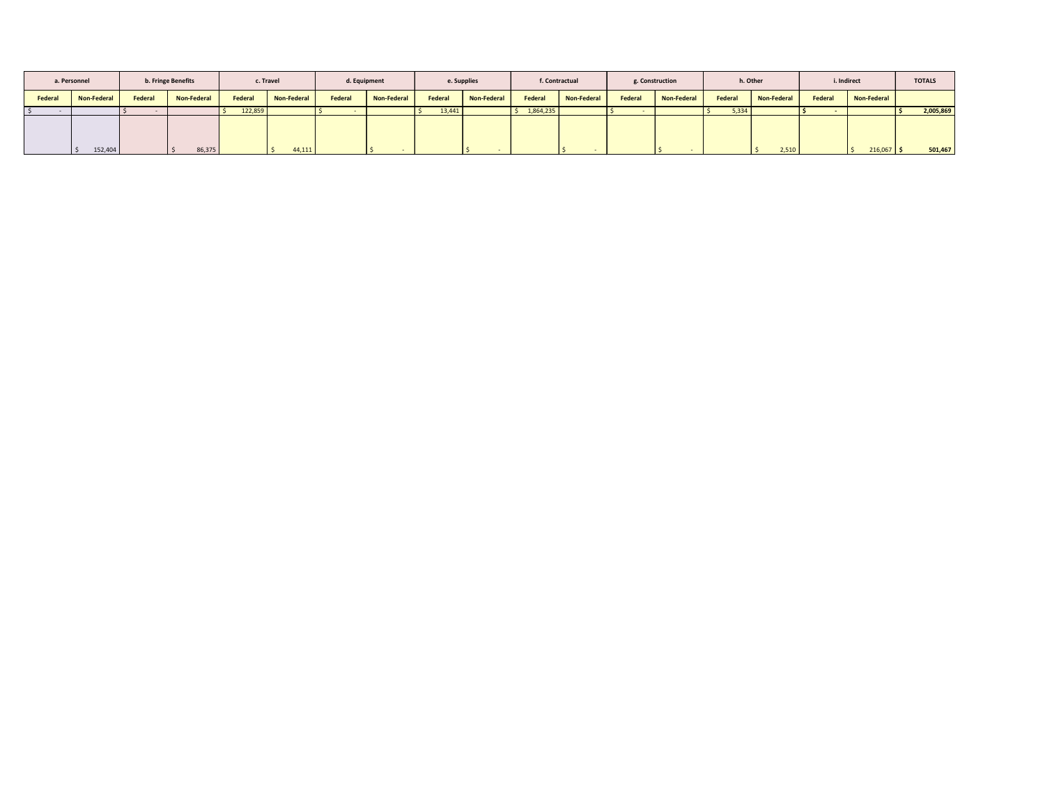| a. Personnel | | b. Fringe Benefits | | c. Travel | | d. Equipment | | e. Supplies | | f. Contractual | | g. Construction | | h. Other | | i. Indirect | | TOTALS |
|---|---|---|---|---|---|---|---|---|---|---|---|---|---|---|---|---|---|---|
| Federal | Non-Federal | Federal | Non-Federal | Federal | Non-Federal | Federal | Non-Federal | Federal | Non-Federal | Federal | Non-Federal | Federal | Non-Federal | Federal | Non-Federal | Federal | Non-Federal | |
| $ - | | $ - | | $ 122,859 | | $ - | | $ 13,441 | | $ 1,864,235 | | $ - | | $ 5,334 | | $ - | | $ 2,005,869 |
| | $ 152,404 | | $ 86,375 | | $ 44,111 | | $ - | | $ - | | $ - | | $ - | | $ 2,510 | | $ 216,067 | $ 501,467 |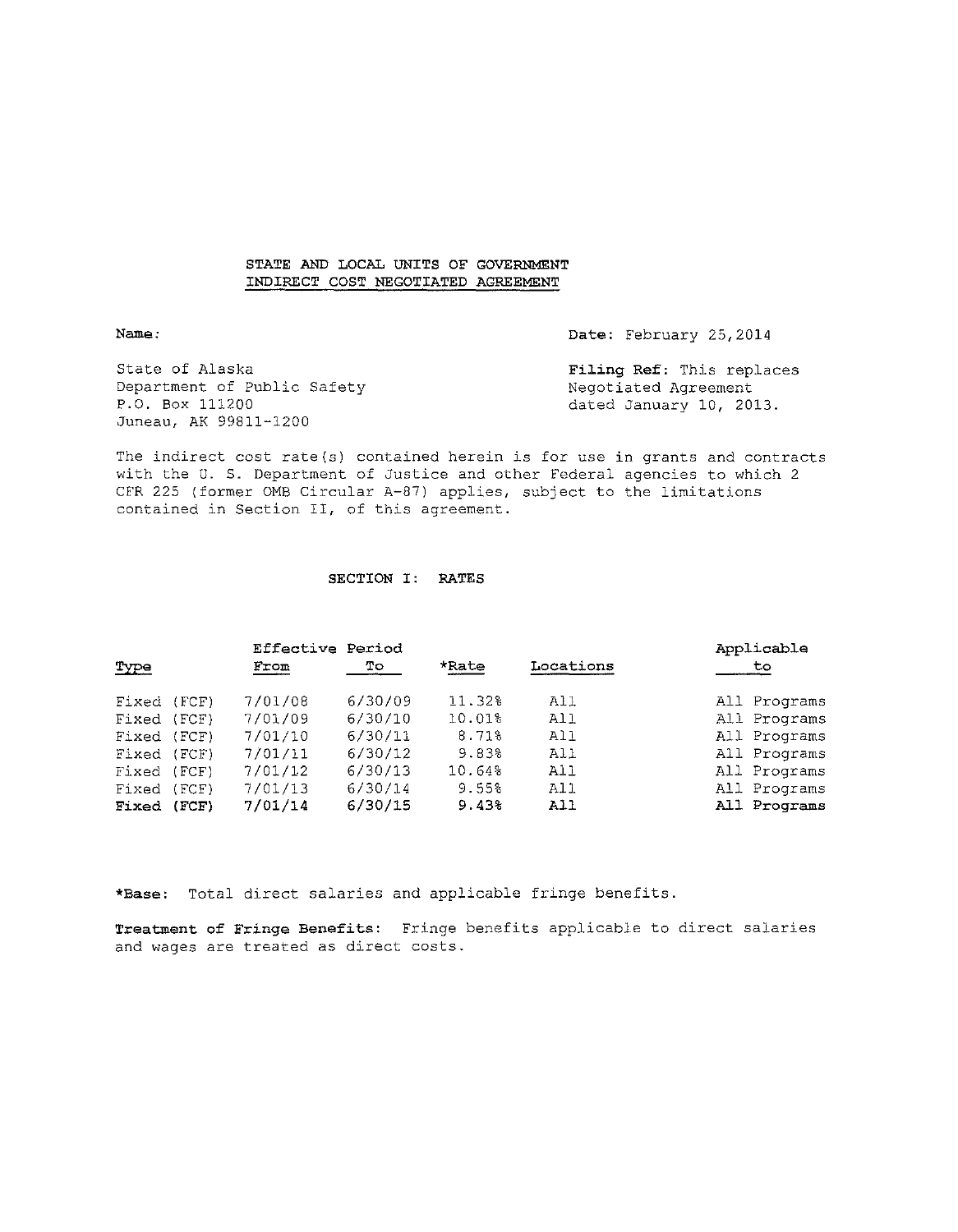# STATE AND LOCAL UNITS OF GOVERNMENT
## INDIRECT COST NEGOTIATED AGREEMENT

**Name:**

State of Alaska
Department of Public Safety
P.O. Box 111200
Juneau, AK 99811-1200

**Date:** February 25,2014

**Filing Ref:** This replaces Negotiated Agreement dated January 10, 2013.

The indirect cost rate(s) contained herein is for use in grants and contracts with the U. S. Department of Justice and other Federal agencies to which 2 CFR 225 (former OMB Circular A-87) applies, subject to the limitations contained in Section II, of this agreement.

## SECTION I: RATES

| Type | Effective Period From | To | *Rate | Locations | Applicable to |
|---|---|---|---|---|---|
| Fixed (FCF) | 7/01/08 | 6/30/09 | 11.32% | All | All Programs |
| Fixed (FCF) | 7/01/09 | 6/30/10 | 10.01% | All | All Programs |
| Fixed (FCF) | 7/01/10 | 6/30/11 | 8.71% | All | All Programs |
| Fixed (FCF) | 7/01/11 | 6/30/12 | 9.83% | All | All Programs |
| Fixed (FCF) | 7/01/12 | 6/30/13 | 10.64% | All | All Programs |
| Fixed (FCF) | 7/01/13 | 6/30/14 | 9.55% | All | All Programs |
| **Fixed (FCF)** | **7/01/14** | **6/30/15** | **9.43%** | **All** | **All Programs** |

**\*Base:** Total direct salaries and applicable fringe benefits.

**Treatment of Fringe Benefits:** Fringe benefits applicable to direct salaries and wages are treated as direct costs.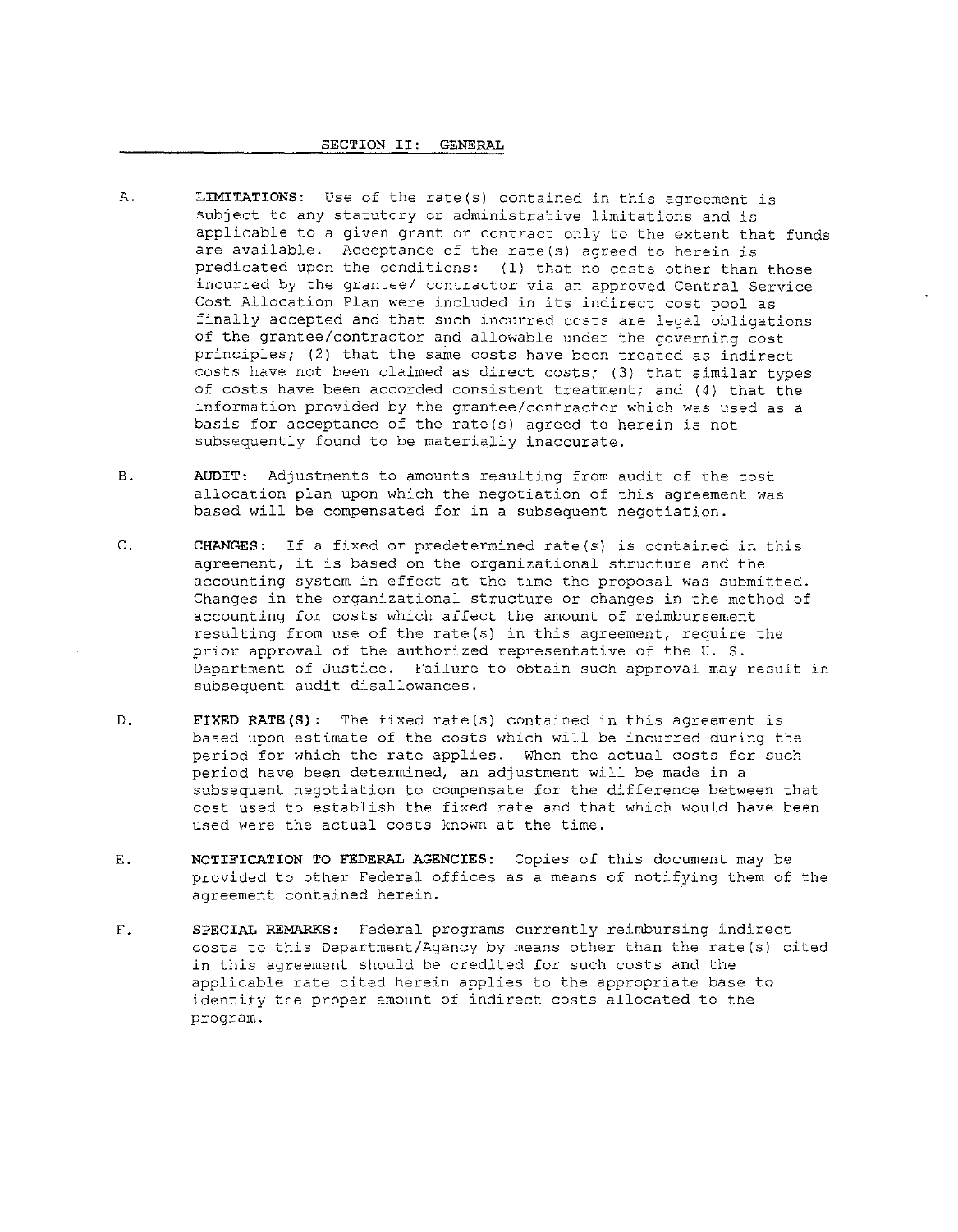## SECTION II: GENERAL

A. **LIMITATIONS:** Use of the rate(s) contained in this agreement is subject to any statutory or administrative limitations and is applicable to a given grant or contract only to the extent that funds are available. Acceptance of the rate(s) agreed to herein is predicated upon the conditions: (1) that no costs other than those incurred by the grantee/ contractor via an approved Central Service Cost Allocation Plan were included in its indirect cost pool as finally accepted and that such incurred costs are legal obligations of the grantee/contractor and allowable under the governing cost principles; (2) that the same costs have been treated as indirect costs have not been claimed as direct costs; (3) that similar types of costs have been accorded consistent treatment; and (4) that the information provided by the grantee/contractor which was used as a basis for acceptance of the rate(s) agreed to herein is not subsequently found to be materially inaccurate.

B. **AUDIT:** Adjustments to amounts resulting from audit of the cost allocation plan upon which the negotiation of this agreement was based will be compensated for in a subsequent negotiation.

C. **CHANGES:** If a fixed or predetermined rate(s) is contained in this agreement, it is based on the organizational structure and the accounting system in effect at the time the proposal was submitted. Changes in the organizational structure or changes in the method of accounting for costs which affect the amount of reimbursement resulting from use of the rate(s) in this agreement, require the prior approval of the authorized representative of the U. S. Department of Justice. Failure to obtain such approval may result in subsequent audit disallowances.

D. **FIXED RATE(S):** The fixed rate(s) contained in this agreement is based upon estimate of the costs which will be incurred during the period for which the rate applies. When the actual costs for such period have been determined, an adjustment will be made in a subsequent negotiation to compensate for the difference between that cost used to establish the fixed rate and that which would have been used were the actual costs known at the time.

E. **NOTIFICATION TO FEDERAL AGENCIES:** Copies of this document may be provided to other Federal offices as a means of notifying them of the agreement contained herein.

F. **SPECIAL REMARKS:** Federal programs currently reimbursing indirect costs to this Department/Agency by means other than the rate(s) cited in this agreement should be credited for such costs and the applicable rate cited herein applies to the appropriate base to identify the proper amount of indirect costs allocated to the program.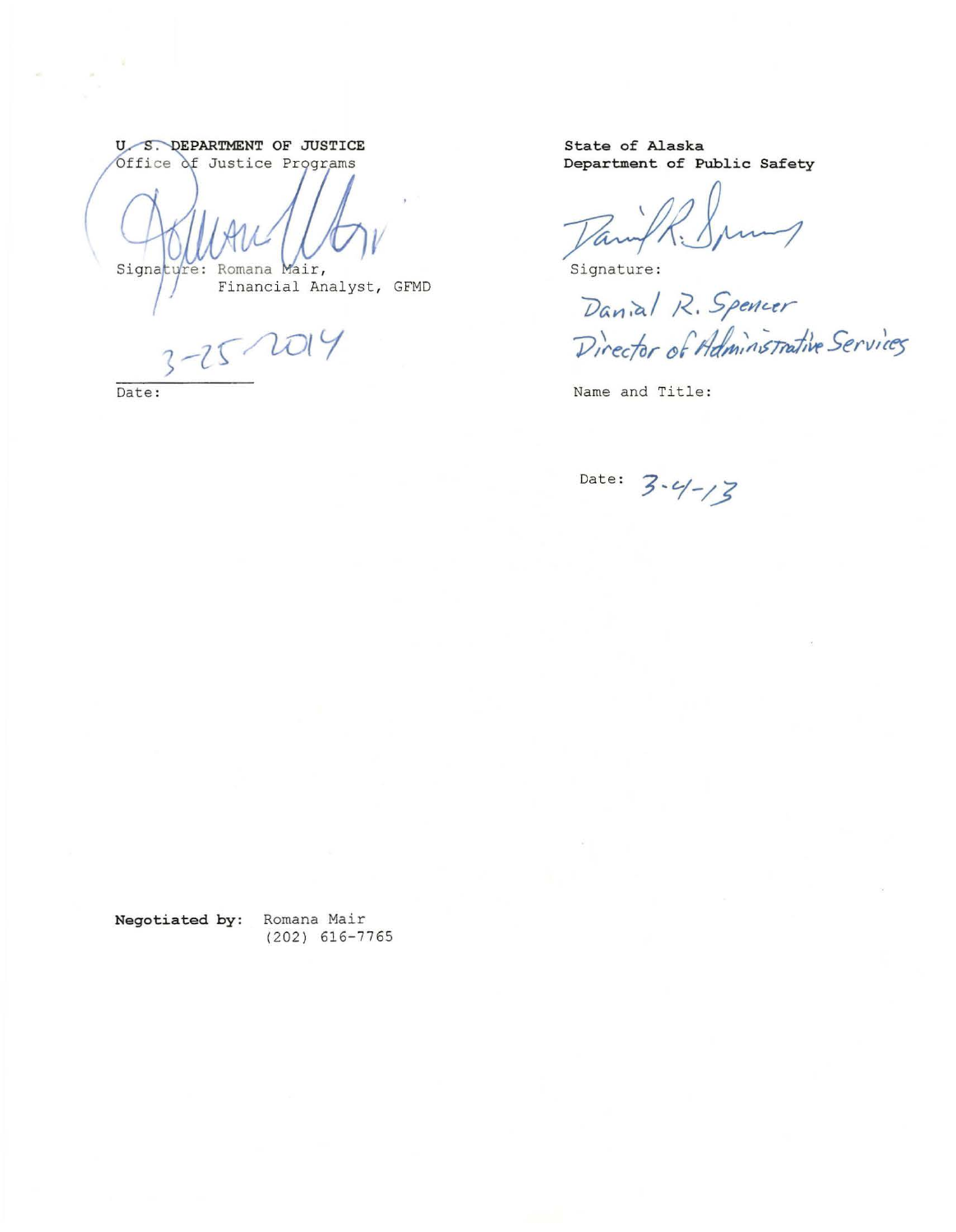**U. S. DEPARTMENT OF JUSTICE**
Office of Justice Programs

Signature: Romana Mair,
Financial Analyst, GFMD

3-25-2014

Date:

**State of Alaska**
**Department of Public Safety**

Signature:

Danial R. Spencer
Director of Administrative Services

Name and Title:

Date: 3-4-13

**Negotiated by:** Romana Mair
(202) 616-7765